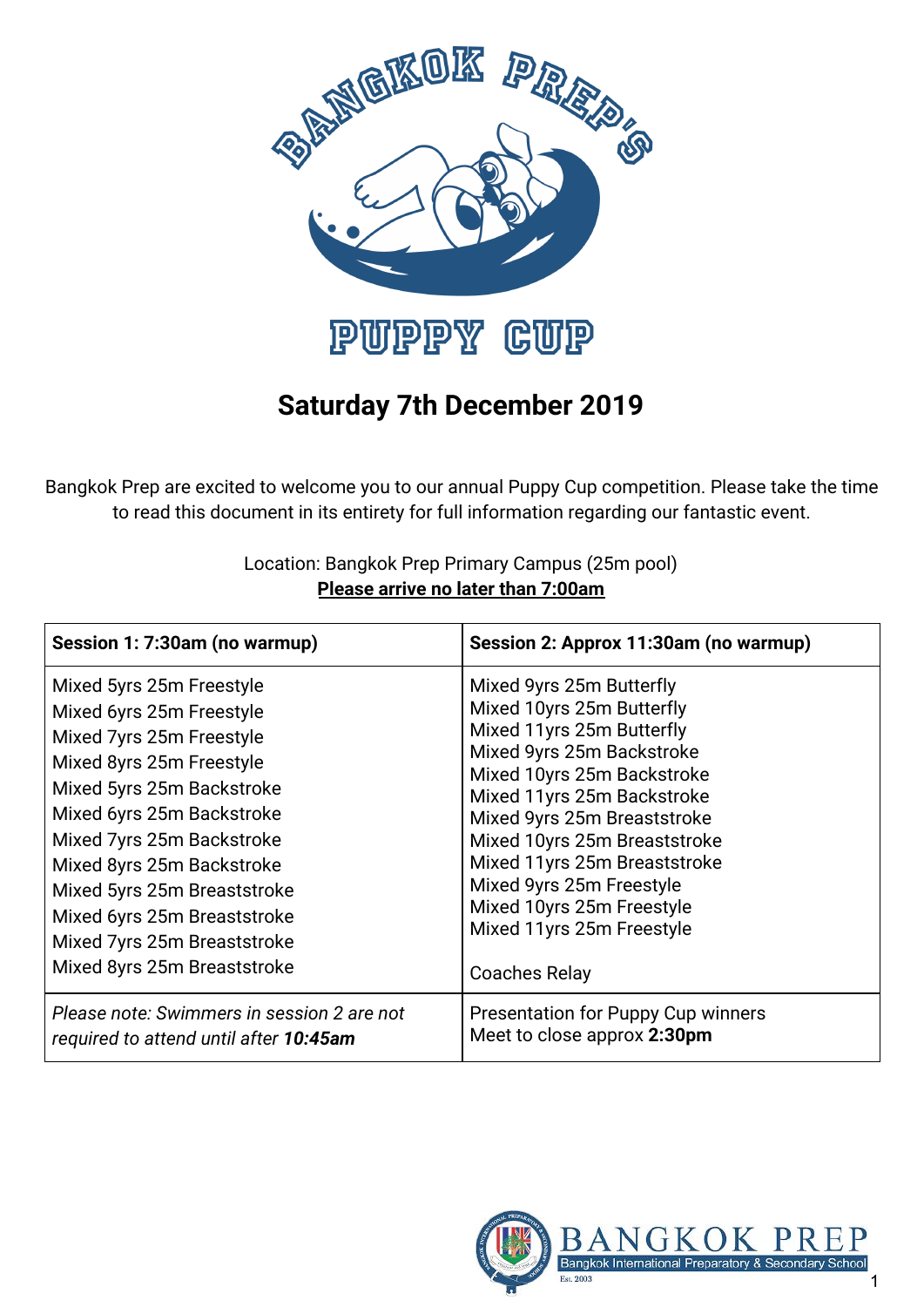# BANGKOK PREP'S PUPPY CUP

## Saturday 7th December 2019

Bangkok Prep are excited to welcome you to our annual Puppy Cup competition. Please take the time to read this document in its entirety for full information regarding our fantastic event.

Location: Bangkok Prep Primary Campus (25m pool)
**Please arrive no later than 7:00am**

| **Session 1: 7:30am (no warmup)** | **Session 2: Approx 11:30am (no warmup)** |
|---|---|
| Mixed 5yrs 25m Freestyle<br>Mixed 6yrs 25m Freestyle<br>Mixed 7yrs 25m Freestyle<br>Mixed 8yrs 25m Freestyle<br>Mixed 5yrs 25m Backstroke<br>Mixed 6yrs 25m Backstroke<br>Mixed 7yrs 25m Backstroke<br>Mixed 8yrs 25m Backstroke<br>Mixed 5yrs 25m Breaststroke<br>Mixed 6yrs 25m Breaststroke<br>Mixed 7yrs 25m Breaststroke<br>Mixed 8yrs 25m Breaststroke | Mixed 9yrs 25m Butterfly<br>Mixed 10yrs 25m Butterfly<br>Mixed 11yrs 25m Butterfly<br>Mixed 9yrs 25m Backstroke<br>Mixed 10yrs 25m Backstroke<br>Mixed 11yrs 25m Backstroke<br>Mixed 9yrs 25m Breaststroke<br>Mixed 10yrs 25m Breaststroke<br>Mixed 11yrs 25m Breaststroke<br>Mixed 9yrs 25m Freestyle<br>Mixed 10yrs 25m Freestyle<br>Mixed 11yrs 25m Freestyle<br><br>Coaches Relay |
| *Please note: Swimmers in session 2 are not required to attend until after **10:45am*** | Presentation for Puppy Cup winners<br>Meet to close approx **2:30pm** |

BANGKOK PREP
Bangkok International Preparatory & Secondary School
Est. 2003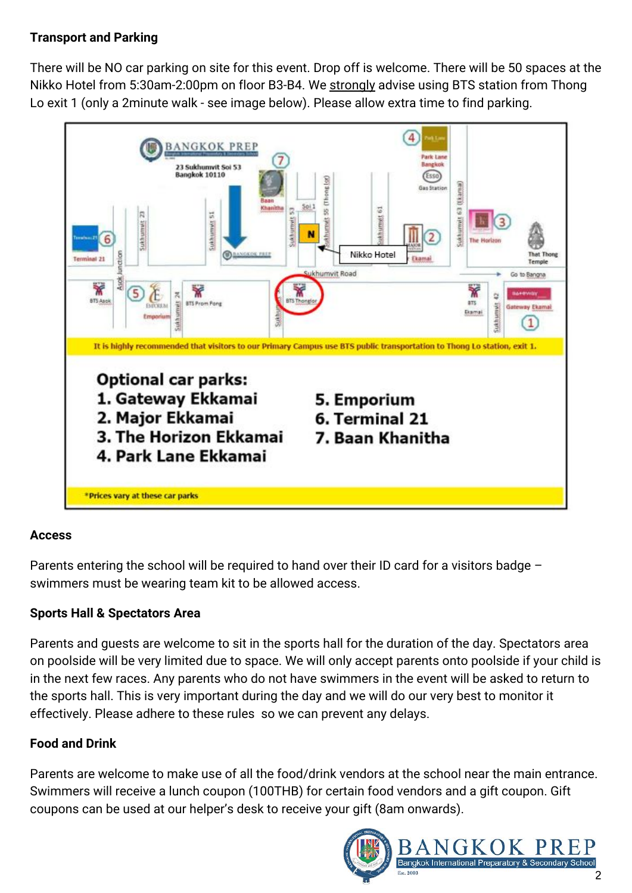**Transport and Parking**

There will be NO car parking on site for this event. Drop off is welcome. There will be 50 spaces at the Nikko Hotel from 5:30am-2:00pm on floor B3-B4. We strongly advise using BTS station from Thong Lo exit 1 (only a 2minute walk - see image below). Please allow extra time to find parking.

It is highly recommended that visitors to our Primary Campus use BTS public transportation to Thong Lo station, exit 1.

**Optional car parks:**

1. Gateway Ekkamai
2. Major Ekkamai
3. The Horizon Ekkamai
4. Park Lane Ekkamai
5. Emporium
6. Terminal 21
7. Baan Khanitha

*Prices vary at these car parks

**Access**

Parents entering the school will be required to hand over their ID card for a visitors badge – swimmers must be wearing team kit to be allowed access.

**Sports Hall & Spectators Area**

Parents and guests are welcome to sit in the sports hall for the duration of the day. Spectators area on poolside will be very limited due to space. We will only accept parents onto poolside if your child is in the next few races. Any parents who do not have swimmers in the event will be asked to return to the sports hall. This is very important during the day and we will do our very best to monitor it effectively. Please adhere to these rules so we can prevent any delays.

**Food and Drink**

Parents are welcome to make use of all the food/drink vendors at the school near the main entrance. Swimmers will receive a lunch coupon (100THB) for certain food vendors and a gift coupon. Gift coupons can be used at our helper's desk to receive your gift (8am onwards).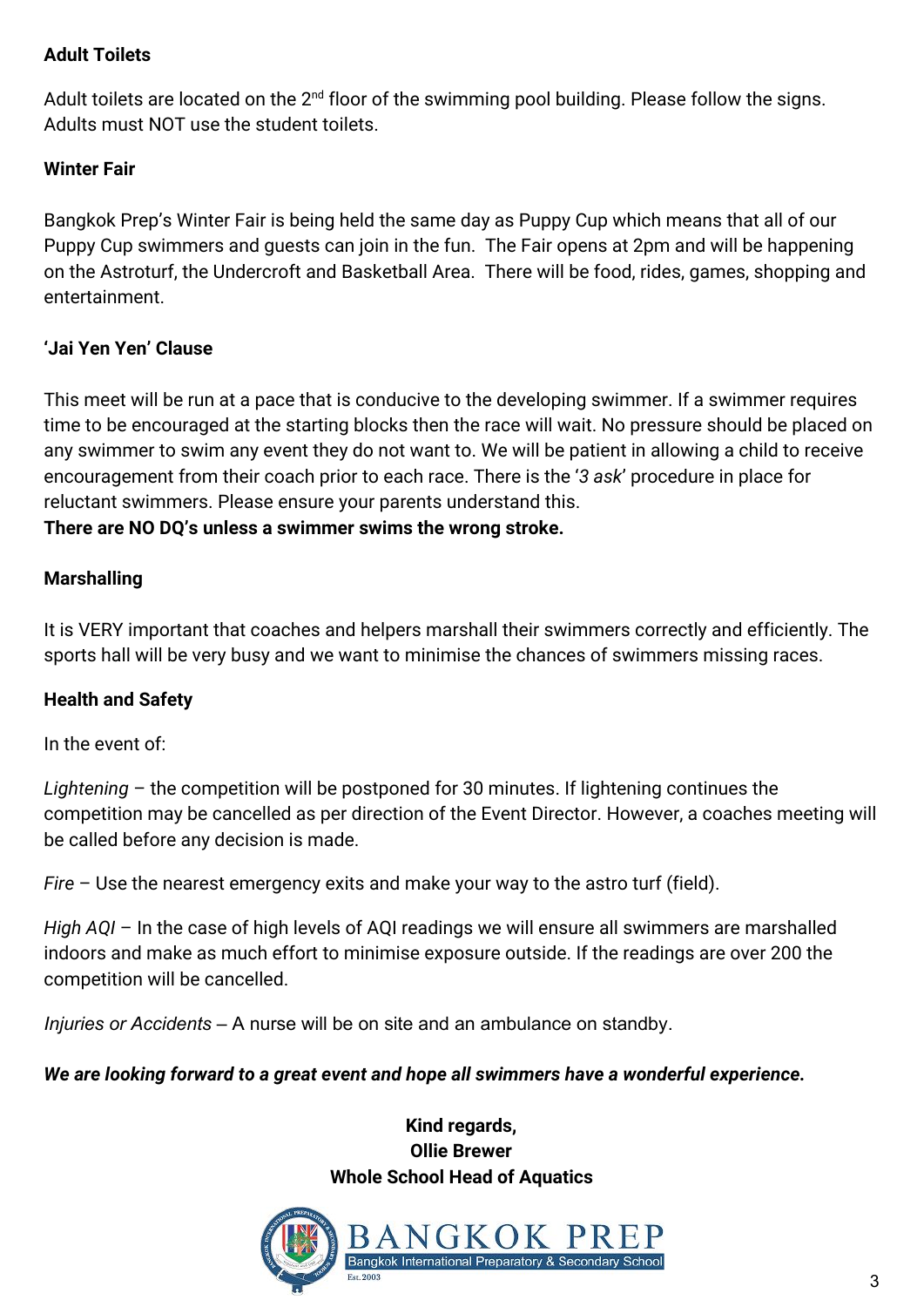**Adult Toilets**

Adult toilets are located on the 2nd floor of the swimming pool building. Please follow the signs. Adults must NOT use the student toilets.

**Winter Fair**

Bangkok Prep's Winter Fair is being held the same day as Puppy Cup which means that all of our Puppy Cup swimmers and guests can join in the fun. The Fair opens at 2pm and will be happening on the Astroturf, the Undercroft and Basketball Area. There will be food, rides, games, shopping and entertainment.

**'Jai Yen Yen' Clause**

This meet will be run at a pace that is conducive to the developing swimmer. If a swimmer requires time to be encouraged at the starting blocks then the race will wait. No pressure should be placed on any swimmer to swim any event they do not want to. We will be patient in allowing a child to receive encouragement from their coach prior to each race. There is the '*3 ask*' procedure in place for reluctant swimmers. Please ensure your parents understand this.
**There are NO DQ's unless a swimmer swims the wrong stroke.**

**Marshalling**

It is VERY important that coaches and helpers marshall their swimmers correctly and efficiently. The sports hall will be very busy and we want to minimise the chances of swimmers missing races.

**Health and Safety**

In the event of:

*Lightening* – the competition will be postponed for 30 minutes. If lightening continues the competition may be cancelled as per direction of the Event Director. However, a coaches meeting will be called before any decision is made.

*Fire* – Use the nearest emergency exits and make your way to the astro turf (field).

*High AQI* – In the case of high levels of AQI readings we will ensure all swimmers are marshalled indoors and make as much effort to minimise exposure outside. If the readings are over 200 the competition will be cancelled.

*Injuries or Accidents* – A nurse will be on site and an ambulance on standby.

***We are looking forward to a great event and hope all swimmers have a wonderful experience.***

**Kind regards,**
**Ollie Brewer**
**Whole School Head of Aquatics**

BANGKOK PREP
Bangkok International Preparatory & Secondary School
Est. 2003